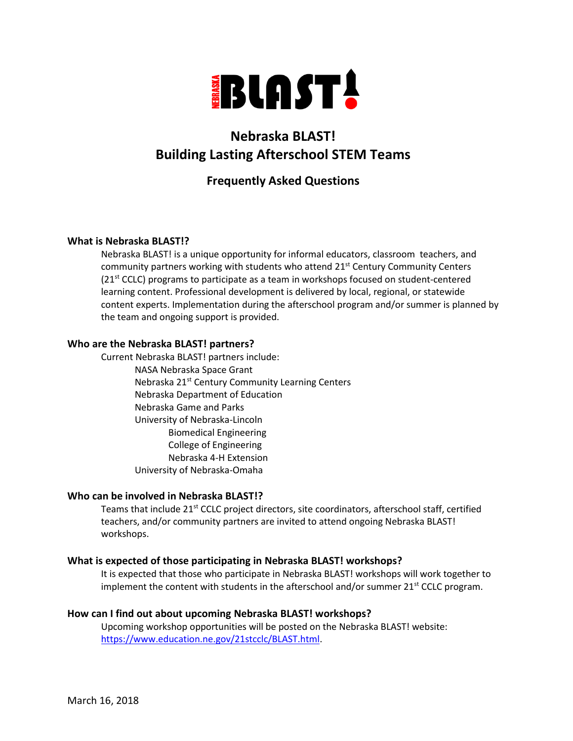# Nebraska BLAST!
# Building Lasting Afterschool STEM Teams

## Frequently Asked Questions

### What is Nebraska BLAST!?

Nebraska BLAST! is a unique opportunity for informal educators, classroom teachers, and community partners working with students who attend 21st Century Community Centers (21st CCLC) programs to participate as a team in workshops focused on student-centered learning content. Professional development is delivered by local, regional, or statewide content experts. Implementation during the afterschool program and/or summer is planned by the team and ongoing support is provided.

### Who are the Nebraska BLAST! partners?

Current Nebraska BLAST! partners include:

- NASA Nebraska Space Grant
- Nebraska 21st Century Community Learning Centers
- Nebraska Department of Education
- Nebraska Game and Parks
- University of Nebraska-Lincoln
  - Biomedical Engineering
  - College of Engineering
  - Nebraska 4-H Extension
- University of Nebraska-Omaha

### Who can be involved in Nebraska BLAST!?

Teams that include 21st CCLC project directors, site coordinators, afterschool staff, certified teachers, and/or community partners are invited to attend ongoing Nebraska BLAST! workshops.

### What is expected of those participating in Nebraska BLAST! workshops?

It is expected that those who participate in Nebraska BLAST! workshops will work together to implement the content with students in the afterschool and/or summer 21st CCLC program.

### How can I find out about upcoming Nebraska BLAST! workshops?

Upcoming workshop opportunities will be posted on the Nebraska BLAST! website: https://www.education.ne.gov/21stcclc/BLAST.html.

March 16, 2018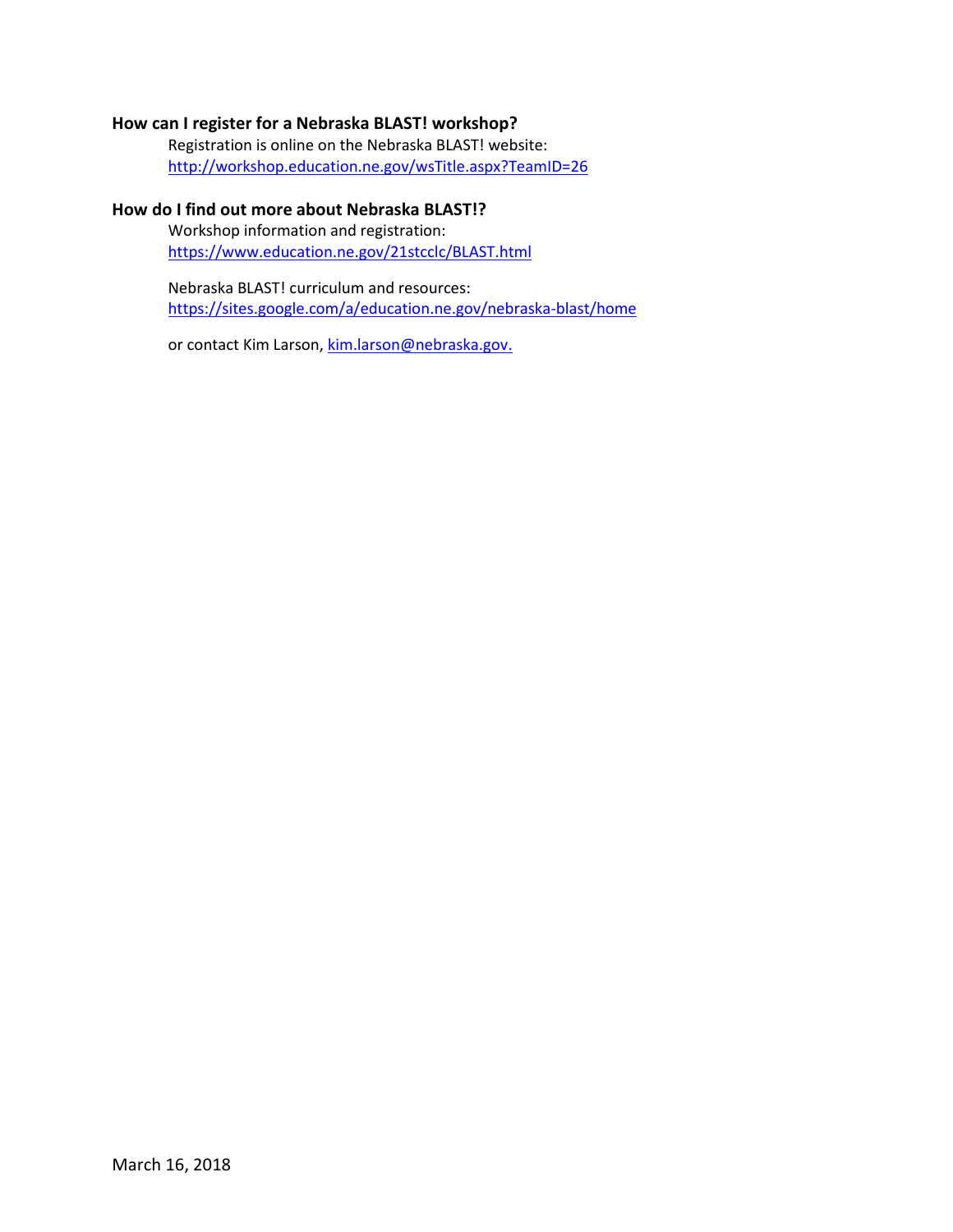### How can I register for a Nebraska BLAST! workshop?

Registration is online on the Nebraska BLAST! website:
[http://workshop.education.ne.gov/wsTitle.aspx?TeamID=26](http://workshop.education.ne.gov/wsTitle.aspx?TeamID=26)

### How do I find out more about Nebraska BLAST!?

Workshop information and registration:
[https://www.education.ne.gov/21stcclc/BLAST.html](https://www.education.ne.gov/21stcclc/BLAST.html)

Nebraska BLAST! curriculum and resources:
[https://sites.google.com/a/education.ne.gov/nebraska-blast/home](https://sites.google.com/a/education.ne.gov/nebraska-blast/home)

or contact Kim Larson, [kim.larson@nebraska.gov.](mailto:kim.larson@nebraska.gov)

March 16, 2018